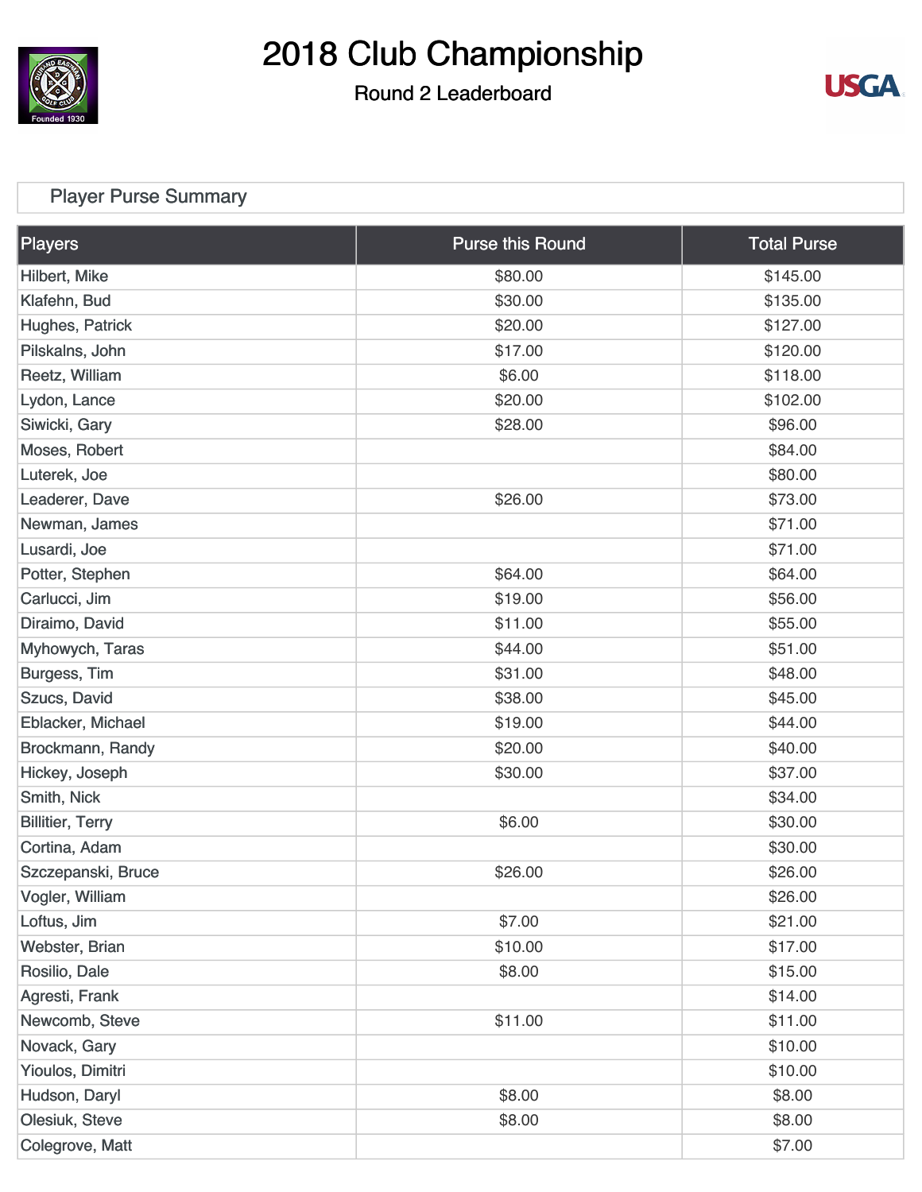# 2018 Club Championship

## Round 2 Leaderboard

### Player Purse Summary

| Players | Purse this Round | Total Purse |
|---|---|---|
| Hilbert, Mike | $80.00 | $145.00 |
| Klafehn, Bud | $30.00 | $135.00 |
| Hughes, Patrick | $20.00 | $127.00 |
| Pilskalns, John | $17.00 | $120.00 |
| Reetz, William | $6.00 | $118.00 |
| Lydon, Lance | $20.00 | $102.00 |
| Siwicki, Gary | $28.00 | $96.00 |
| Moses, Robert | | $84.00 |
| Luterek, Joe | | $80.00 |
| Leaderer, Dave | $26.00 | $73.00 |
| Newman, James | | $71.00 |
| Lusardi, Joe | | $71.00 |
| Potter, Stephen | $64.00 | $64.00 |
| Carlucci, Jim | $19.00 | $56.00 |
| Diraimo, David | $11.00 | $55.00 |
| Myhowych, Taras | $44.00 | $51.00 |
| Burgess, Tim | $31.00 | $48.00 |
| Szucs, David | $38.00 | $45.00 |
| Eblacker, Michael | $19.00 | $44.00 |
| Brockmann, Randy | $20.00 | $40.00 |
| Hickey, Joseph | $30.00 | $37.00 |
| Smith, Nick | | $34.00 |
| Billitier, Terry | $6.00 | $30.00 |
| Cortina, Adam | | $30.00 |
| Szczepanski, Bruce | $26.00 | $26.00 |
| Vogler, William | | $26.00 |
| Loftus, Jim | $7.00 | $21.00 |
| Webster, Brian | $10.00 | $17.00 |
| Rosilio, Dale | $8.00 | $15.00 |
| Agresti, Frank | | $14.00 |
| Newcomb, Steve | $11.00 | $11.00 |
| Novack, Gary | | $10.00 |
| Yioulos, Dimitri | | $10.00 |
| Hudson, Daryl | $8.00 | $8.00 |
| Olesiuk, Steve | $8.00 | $8.00 |
| Colegrove, Matt | | $7.00 |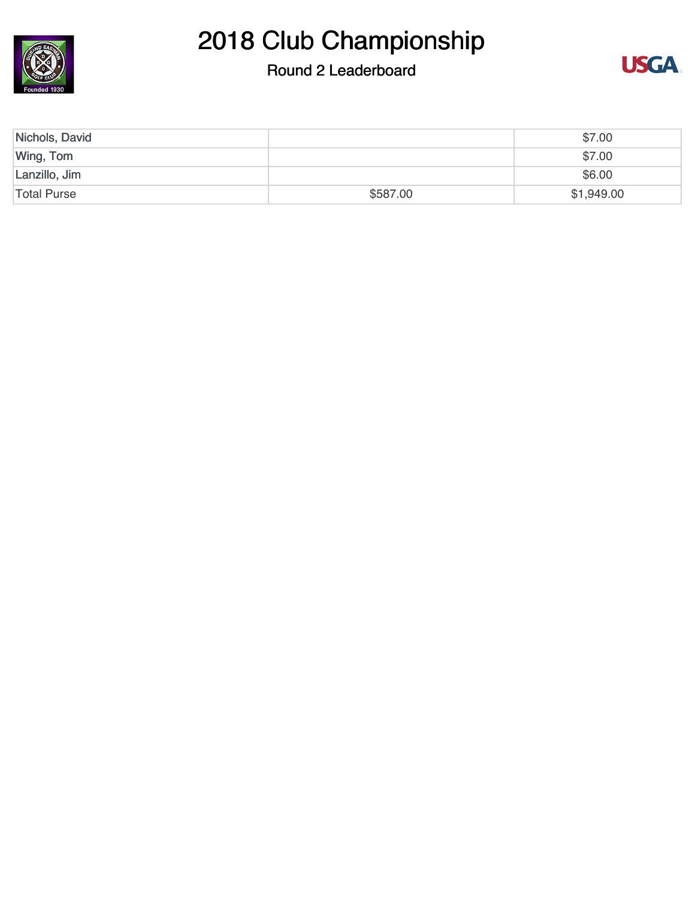| | | |
|---|---|---|
| Nichols, David | | $7.00 |
| Wing, Tom | | $7.00 |
| Lanzillo, Jim | | $6.00 |
| Total Purse | $587.00 | $1,949.00 |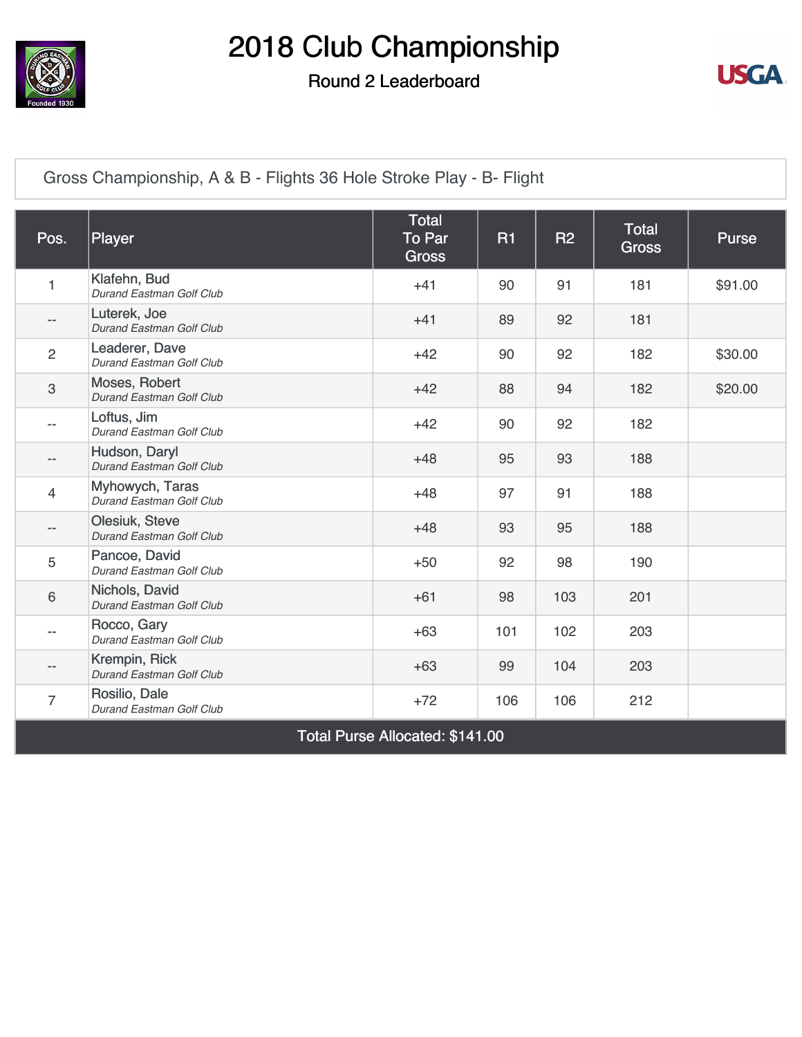# 2018 Club Championship

## Round 2 Leaderboard

Gross Championship, A & B - Flights 36 Hole Stroke Play - B- Flight

| Pos. | Player | Total To Par Gross | R1 | R2 | Total Gross | Purse |
|---|---|---|---|---|---|---|
| 1 | Klafehn, Bud *Durand Eastman Golf Club* | +41 | 90 | 91 | 181 | $91.00 |
| -- | Luterek, Joe *Durand Eastman Golf Club* | +41 | 89 | 92 | 181 | |
| 2 | Leaderer, Dave *Durand Eastman Golf Club* | +42 | 90 | 92 | 182 | $30.00 |
| 3 | Moses, Robert *Durand Eastman Golf Club* | +42 | 88 | 94 | 182 | $20.00 |
| -- | Loftus, Jim *Durand Eastman Golf Club* | +42 | 90 | 92 | 182 | |
| -- | Hudson, Daryl *Durand Eastman Golf Club* | +48 | 95 | 93 | 188 | |
| 4 | Myhowych, Taras *Durand Eastman Golf Club* | +48 | 97 | 91 | 188 | |
| -- | Olesiuk, Steve *Durand Eastman Golf Club* | +48 | 93 | 95 | 188 | |
| 5 | Pancoe, David *Durand Eastman Golf Club* | +50 | 92 | 98 | 190 | |
| 6 | Nichols, David *Durand Eastman Golf Club* | +61 | 98 | 103 | 201 | |
| -- | Rocco, Gary *Durand Eastman Golf Club* | +63 | 101 | 102 | 203 | |
| -- | Krempin, Rick *Durand Eastman Golf Club* | +63 | 99 | 104 | 203 | |
| 7 | Rosilio, Dale *Durand Eastman Golf Club* | +72 | 106 | 106 | 212 | |

Total Purse Allocated: $141.00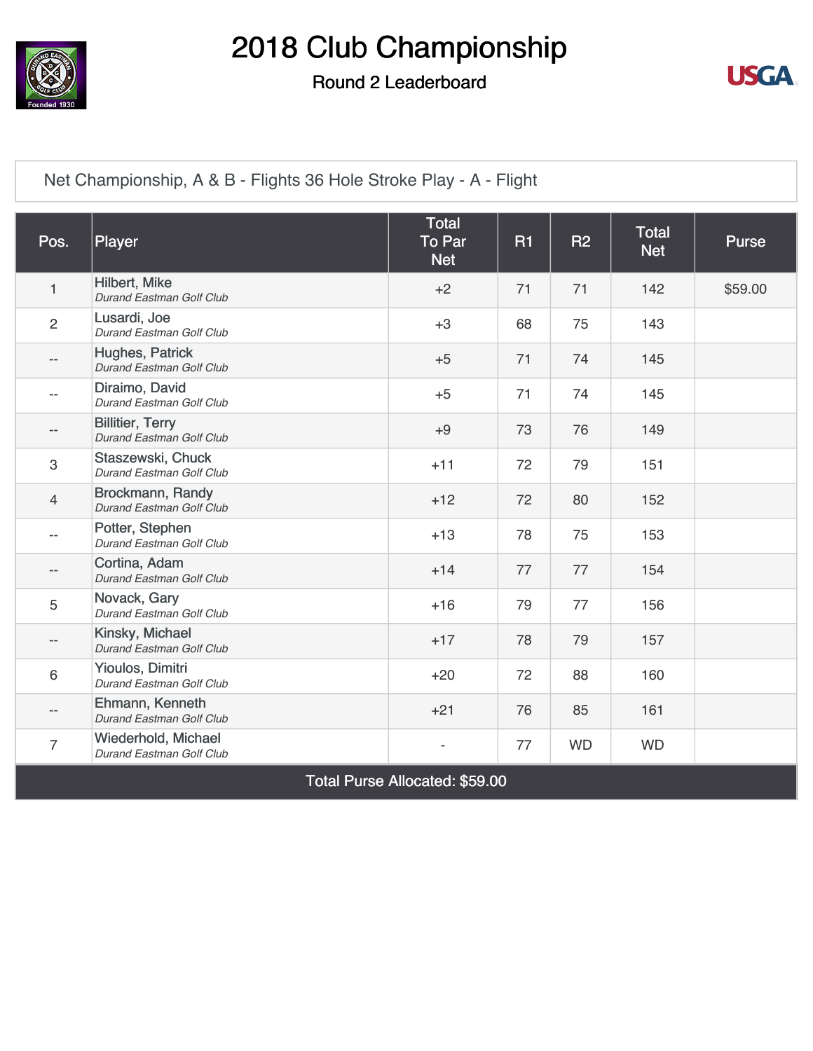# 2018 Club Championship

## Round 2 Leaderboard

Net Championship, A & B - Flights 36 Hole Stroke Play - A - Flight

| Pos. | Player | Total To Par Net | R1 | R2 | Total Net | Purse |
|---|---|---|---|---|---|---|
| 1 | Hilbert, Mike<br>*Durand Eastman Golf Club* | +2 | 71 | 71 | 142 | $59.00 |
| 2 | Lusardi, Joe<br>*Durand Eastman Golf Club* | +3 | 68 | 75 | 143 | |
| -- | Hughes, Patrick<br>*Durand Eastman Golf Club* | +5 | 71 | 74 | 145 | |
| -- | Diraimo, David<br>*Durand Eastman Golf Club* | +5 | 71 | 74 | 145 | |
| -- | Billitier, Terry<br>*Durand Eastman Golf Club* | +9 | 73 | 76 | 149 | |
| 3 | Staszewski, Chuck<br>*Durand Eastman Golf Club* | +11 | 72 | 79 | 151 | |
| 4 | Brockmann, Randy<br>*Durand Eastman Golf Club* | +12 | 72 | 80 | 152 | |
| -- | Potter, Stephen<br>*Durand Eastman Golf Club* | +13 | 78 | 75 | 153 | |
| -- | Cortina, Adam<br>*Durand Eastman Golf Club* | +14 | 77 | 77 | 154 | |
| 5 | Novack, Gary<br>*Durand Eastman Golf Club* | +16 | 79 | 77 | 156 | |
| -- | Kinsky, Michael<br>*Durand Eastman Golf Club* | +17 | 78 | 79 | 157 | |
| 6 | Yioulos, Dimitri<br>*Durand Eastman Golf Club* | +20 | 72 | 88 | 160 | |
| -- | Ehmann, Kenneth<br>*Durand Eastman Golf Club* | +21 | 76 | 85 | 161 | |
| 7 | Wiederhold, Michael<br>*Durand Eastman Golf Club* | - | 77 | WD | WD | |

Total Purse Allocated: $59.00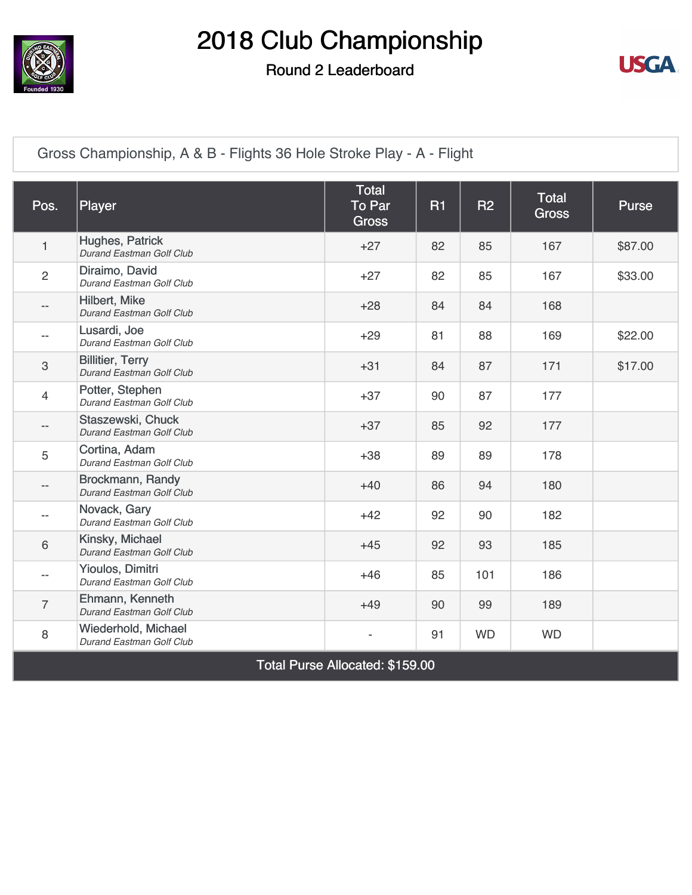# 2018 Club Championship

## Round 2 Leaderboard

### Gross Championship, A & B - Flights 36 Hole Stroke Play - A - Flight

| Pos. | Player | Total To Par Gross | R1 | R2 | Total Gross | Purse |
|---|---|---|---|---|---|---|
| 1 | Hughes, Patrick *Durand Eastman Golf Club* | +27 | 82 | 85 | 167 | $87.00 |
| 2 | Diraimo, David *Durand Eastman Golf Club* | +27 | 82 | 85 | 167 | $33.00 |
| -- | Hilbert, Mike *Durand Eastman Golf Club* | +28 | 84 | 84 | 168 | |
| -- | Lusardi, Joe *Durand Eastman Golf Club* | +29 | 81 | 88 | 169 | $22.00 |
| 3 | Billitier, Terry *Durand Eastman Golf Club* | +31 | 84 | 87 | 171 | $17.00 |
| 4 | Potter, Stephen *Durand Eastman Golf Club* | +37 | 90 | 87 | 177 | |
| -- | Staszewski, Chuck *Durand Eastman Golf Club* | +37 | 85 | 92 | 177 | |
| 5 | Cortina, Adam *Durand Eastman Golf Club* | +38 | 89 | 89 | 178 | |
| -- | Brockmann, Randy *Durand Eastman Golf Club* | +40 | 86 | 94 | 180 | |
| -- | Novack, Gary *Durand Eastman Golf Club* | +42 | 92 | 90 | 182 | |
| 6 | Kinsky, Michael *Durand Eastman Golf Club* | +45 | 92 | 93 | 185 | |
| -- | Yioulos, Dimitri *Durand Eastman Golf Club* | +46 | 85 | 101 | 186 | |
| 7 | Ehmann, Kenneth *Durand Eastman Golf Club* | +49 | 90 | 99 | 189 | |
| 8 | Wiederhold, Michael *Durand Eastman Golf Club* | - | 91 | WD | WD | |

**Total Purse Allocated: $159.00**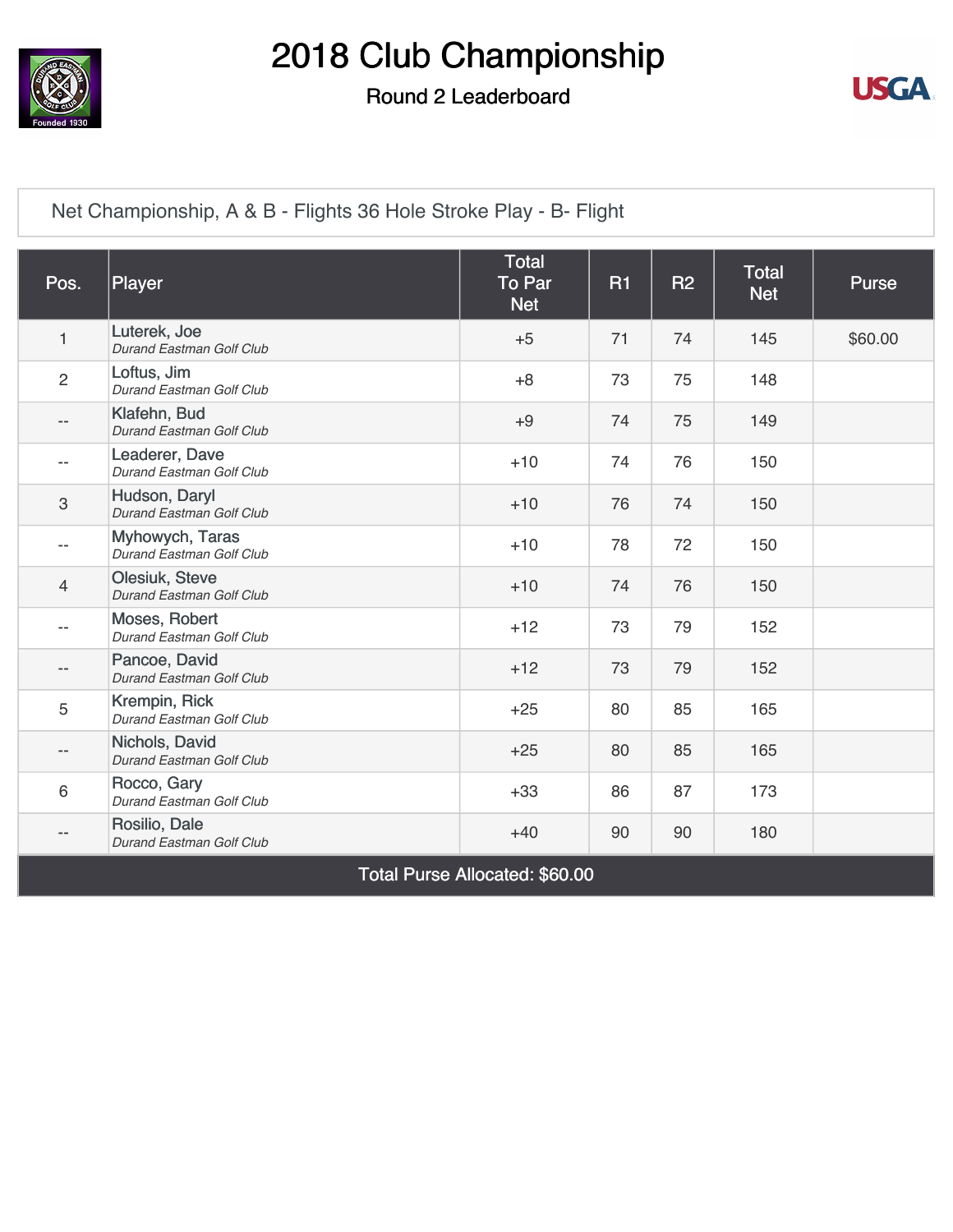# 2018 Club Championship

## Round 2 Leaderboard

### Net Championship, A & B - Flights 36 Hole Stroke Play - B- Flight

| Pos. | Player | Total To Par Net | R1 | R2 | Total Net | Purse |
|---|---|---|---|---|---|---|
| 1 | Luterek, Joe *Durand Eastman Golf Club* | +5 | 71 | 74 | 145 | $60.00 |
| 2 | Loftus, Jim *Durand Eastman Golf Club* | +8 | 73 | 75 | 148 | |
| -- | Klafehn, Bud *Durand Eastman Golf Club* | +9 | 74 | 75 | 149 | |
| -- | Leaderer, Dave *Durand Eastman Golf Club* | +10 | 74 | 76 | 150 | |
| 3 | Hudson, Daryl *Durand Eastman Golf Club* | +10 | 76 | 74 | 150 | |
| -- | Myhowych, Taras *Durand Eastman Golf Club* | +10 | 78 | 72 | 150 | |
| 4 | Olesiuk, Steve *Durand Eastman Golf Club* | +10 | 74 | 76 | 150 | |
| -- | Moses, Robert *Durand Eastman Golf Club* | +12 | 73 | 79 | 152 | |
| -- | Pancoe, David *Durand Eastman Golf Club* | +12 | 73 | 79 | 152 | |
| 5 | Krempin, Rick *Durand Eastman Golf Club* | +25 | 80 | 85 | 165 | |
| -- | Nichols, David *Durand Eastman Golf Club* | +25 | 80 | 85 | 165 | |
| 6 | Rocco, Gary *Durand Eastman Golf Club* | +33 | 86 | 87 | 173 | |
| -- | Rosilio, Dale *Durand Eastman Golf Club* | +40 | 90 | 90 | 180 | |

Total Purse Allocated: $60.00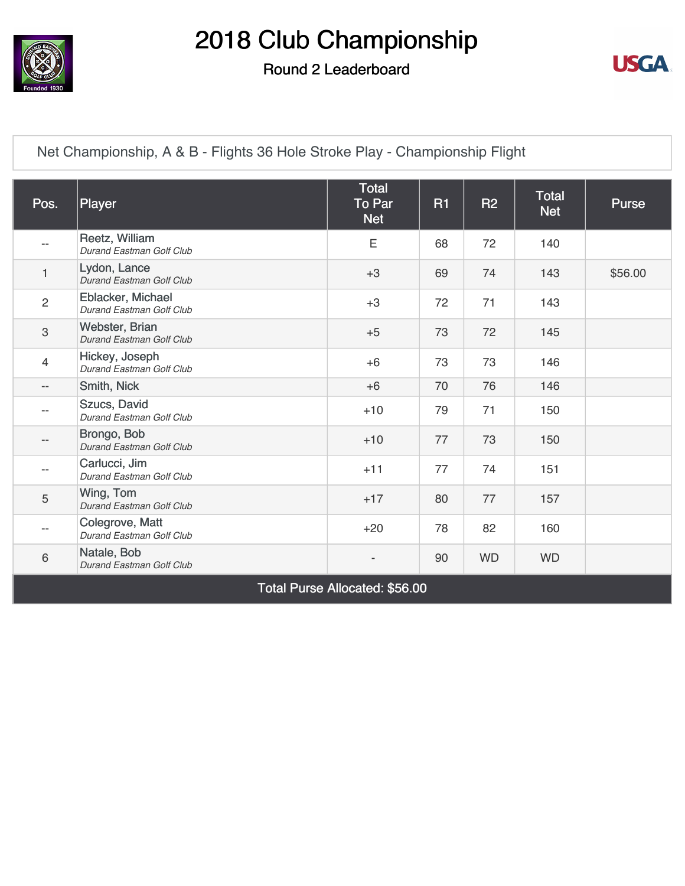# 2018 Club Championship

## Round 2 Leaderboard

Net Championship, A & B - Flights 36 Hole Stroke Play - Championship Flight

| Pos. | Player | Total To Par Net | R1 | R2 | Total Net | Purse |
|---|---|---|---|---|---|---|
| -- | Reetz, William *Durand Eastman Golf Club* | E | 68 | 72 | 140 | |
| 1 | Lydon, Lance *Durand Eastman Golf Club* | +3 | 69 | 74 | 143 | $56.00 |
| 2 | Eblacker, Michael *Durand Eastman Golf Club* | +3 | 72 | 71 | 143 | |
| 3 | Webster, Brian *Durand Eastman Golf Club* | +5 | 73 | 72 | 145 | |
| 4 | Hickey, Joseph *Durand Eastman Golf Club* | +6 | 73 | 73 | 146 | |
| -- | Smith, Nick | +6 | 70 | 76 | 146 | |
| -- | Szucs, David *Durand Eastman Golf Club* | +10 | 79 | 71 | 150 | |
| -- | Brongo, Bob *Durand Eastman Golf Club* | +10 | 77 | 73 | 150 | |
| -- | Carlucci, Jim *Durand Eastman Golf Club* | +11 | 77 | 74 | 151 | |
| 5 | Wing, Tom *Durand Eastman Golf Club* | +17 | 80 | 77 | 157 | |
| -- | Colegrove, Matt *Durand Eastman Golf Club* | +20 | 78 | 82 | 160 | |
| 6 | Natale, Bob *Durand Eastman Golf Club* | - | 90 | WD | WD | |

Total Purse Allocated: $56.00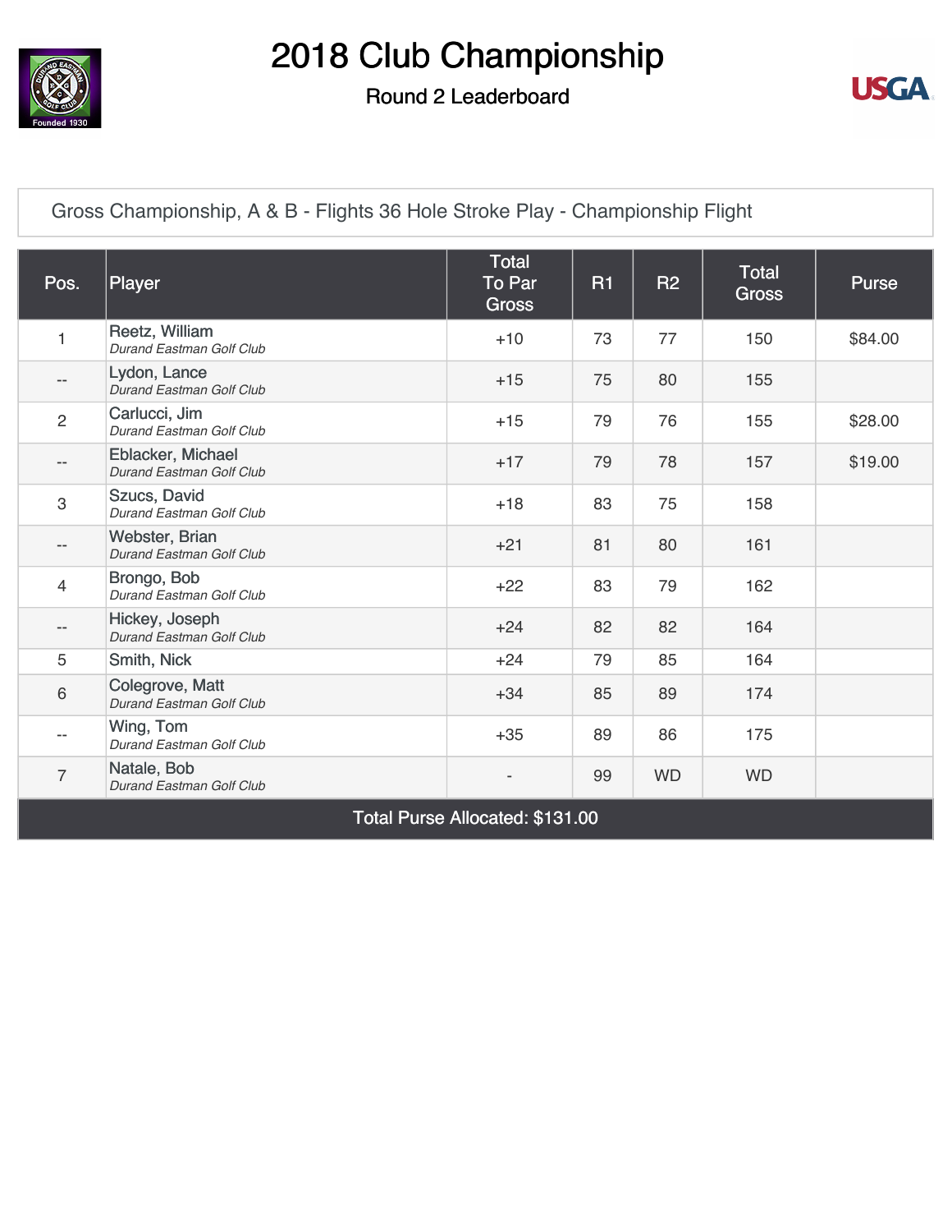# 2018 Club Championship

## Round 2 Leaderboard

Gross Championship, A & B - Flights 36 Hole Stroke Play - Championship Flight

| Pos. | Player | Total To Par Gross | R1 | R2 | Total Gross | Purse |
|---|---|---|---|---|---|---|
| 1 | Reetz, William *Durand Eastman Golf Club* | +10 | 73 | 77 | 150 | $84.00 |
| -- | Lydon, Lance *Durand Eastman Golf Club* | +15 | 75 | 80 | 155 | |
| 2 | Carlucci, Jim *Durand Eastman Golf Club* | +15 | 79 | 76 | 155 | $28.00 |
| -- | Eblacker, Michael *Durand Eastman Golf Club* | +17 | 79 | 78 | 157 | $19.00 |
| 3 | Szucs, David *Durand Eastman Golf Club* | +18 | 83 | 75 | 158 | |
| -- | Webster, Brian *Durand Eastman Golf Club* | +21 | 81 | 80 | 161 | |
| 4 | Brongo, Bob *Durand Eastman Golf Club* | +22 | 83 | 79 | 162 | |
| -- | Hickey, Joseph *Durand Eastman Golf Club* | +24 | 82 | 82 | 164 | |
| 5 | Smith, Nick | +24 | 79 | 85 | 164 | |
| 6 | Colegrove, Matt *Durand Eastman Golf Club* | +34 | 85 | 89 | 174 | |
| -- | Wing, Tom *Durand Eastman Golf Club* | +35 | 89 | 86 | 175 | |
| 7 | Natale, Bob *Durand Eastman Golf Club* | - | 99 | WD | WD | |

Total Purse Allocated: $131.00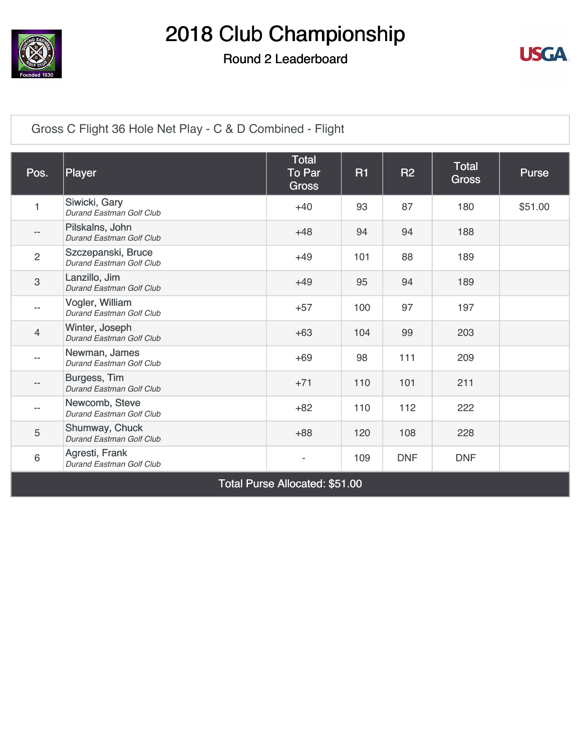# 2018 Club Championship

## Round 2 Leaderboard

Gross C Flight 36 Hole Net Play - C & D Combined - Flight

| Pos. | Player | Total To Par Gross | R1 | R2 | Total Gross | Purse |
|---|---|---|---|---|---|---|
| 1 | Siwicki, Gary *Durand Eastman Golf Club* | +40 | 93 | 87 | 180 | $51.00 |
| -- | Pilskalns, John *Durand Eastman Golf Club* | +48 | 94 | 94 | 188 | |
| 2 | Szczepanski, Bruce *Durand Eastman Golf Club* | +49 | 101 | 88 | 189 | |
| 3 | Lanzillo, Jim *Durand Eastman Golf Club* | +49 | 95 | 94 | 189 | |
| -- | Vogler, William *Durand Eastman Golf Club* | +57 | 100 | 97 | 197 | |
| 4 | Winter, Joseph *Durand Eastman Golf Club* | +63 | 104 | 99 | 203 | |
| -- | Newman, James *Durand Eastman Golf Club* | +69 | 98 | 111 | 209 | |
| -- | Burgess, Tim *Durand Eastman Golf Club* | +71 | 110 | 101 | 211 | |
| -- | Newcomb, Steve *Durand Eastman Golf Club* | +82 | 110 | 112 | 222 | |
| 5 | Shumway, Chuck *Durand Eastman Golf Club* | +88 | 120 | 108 | 228 | |
| 6 | Agresti, Frank *Durand Eastman Golf Club* | - | 109 | DNF | DNF | |

Total Purse Allocated: $51.00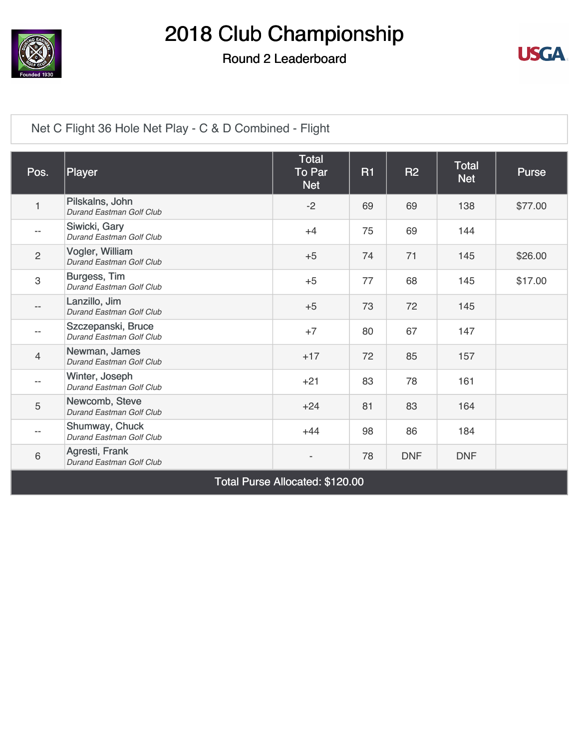# 2018 Club Championship

## Round 2 Leaderboard

Net C Flight 36 Hole Net Play - C & D Combined - Flight

| Pos. | Player | Total To Par Net | R1 | R2 | Total Net | Purse |
|---|---|---|---|---|---|---|
| 1 | Pilskalns, John<br>*Durand Eastman Golf Club* | -2 | 69 | 69 | 138 | $77.00 |
| -- | Siwicki, Gary<br>*Durand Eastman Golf Club* | +4 | 75 | 69 | 144 | |
| 2 | Vogler, William<br>*Durand Eastman Golf Club* | +5 | 74 | 71 | 145 | $26.00 |
| 3 | Burgess, Tim<br>*Durand Eastman Golf Club* | +5 | 77 | 68 | 145 | $17.00 |
| -- | Lanzillo, Jim<br>*Durand Eastman Golf Club* | +5 | 73 | 72 | 145 | |
| -- | Szczepanski, Bruce<br>*Durand Eastman Golf Club* | +7 | 80 | 67 | 147 | |
| 4 | Newman, James<br>*Durand Eastman Golf Club* | +17 | 72 | 85 | 157 | |
| -- | Winter, Joseph<br>*Durand Eastman Golf Club* | +21 | 83 | 78 | 161 | |
| 5 | Newcomb, Steve<br>*Durand Eastman Golf Club* | +24 | 81 | 83 | 164 | |
| -- | Shumway, Chuck<br>*Durand Eastman Golf Club* | +44 | 98 | 86 | 184 | |
| 6 | Agresti, Frank<br>*Durand Eastman Golf Club* | - | 78 | DNF | DNF | |

Total Purse Allocated: $120.00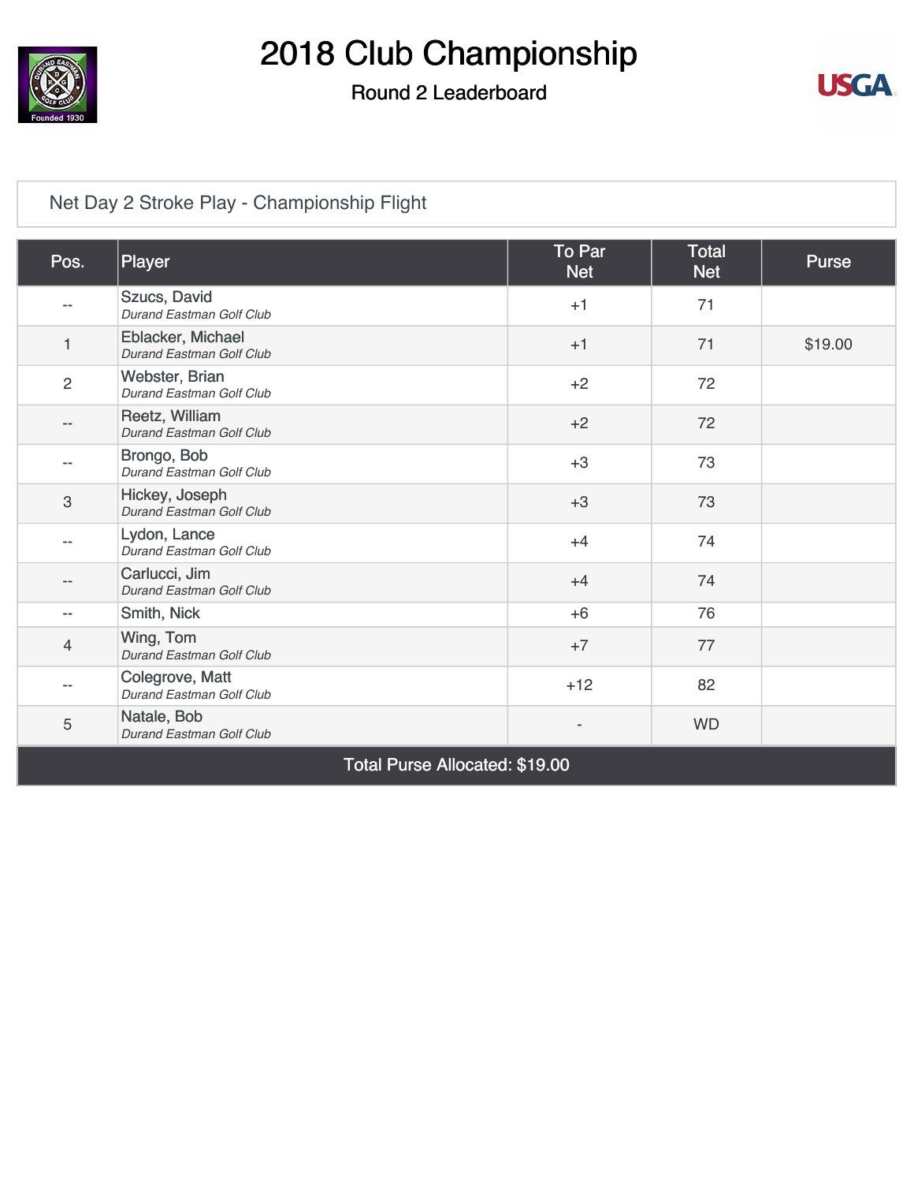# 2018 Club Championship

## Round 2 Leaderboard

### Net Day 2 Stroke Play - Championship Flight

| Pos. | Player | To Par Net | Total Net | Purse |
|---|---|---|---|---|
| -- | Szucs, David *Durand Eastman Golf Club* | +1 | 71 | |
| 1 | Eblacker, Michael *Durand Eastman Golf Club* | +1 | 71 | $19.00 |
| 2 | Webster, Brian *Durand Eastman Golf Club* | +2 | 72 | |
| -- | Reetz, William *Durand Eastman Golf Club* | +2 | 72 | |
| -- | Brongo, Bob *Durand Eastman Golf Club* | +3 | 73 | |
| 3 | Hickey, Joseph *Durand Eastman Golf Club* | +3 | 73 | |
| -- | Lydon, Lance *Durand Eastman Golf Club* | +4 | 74 | |
| -- | Carlucci, Jim *Durand Eastman Golf Club* | +4 | 74 | |
| -- | Smith, Nick | +6 | 76 | |
| 4 | Wing, Tom *Durand Eastman Golf Club* | +7 | 77 | |
| -- | Colegrove, Matt *Durand Eastman Golf Club* | +12 | 82 | |
| 5 | Natale, Bob *Durand Eastman Golf Club* | - | WD | |
| Total Purse Allocated: $19.00 | | | | |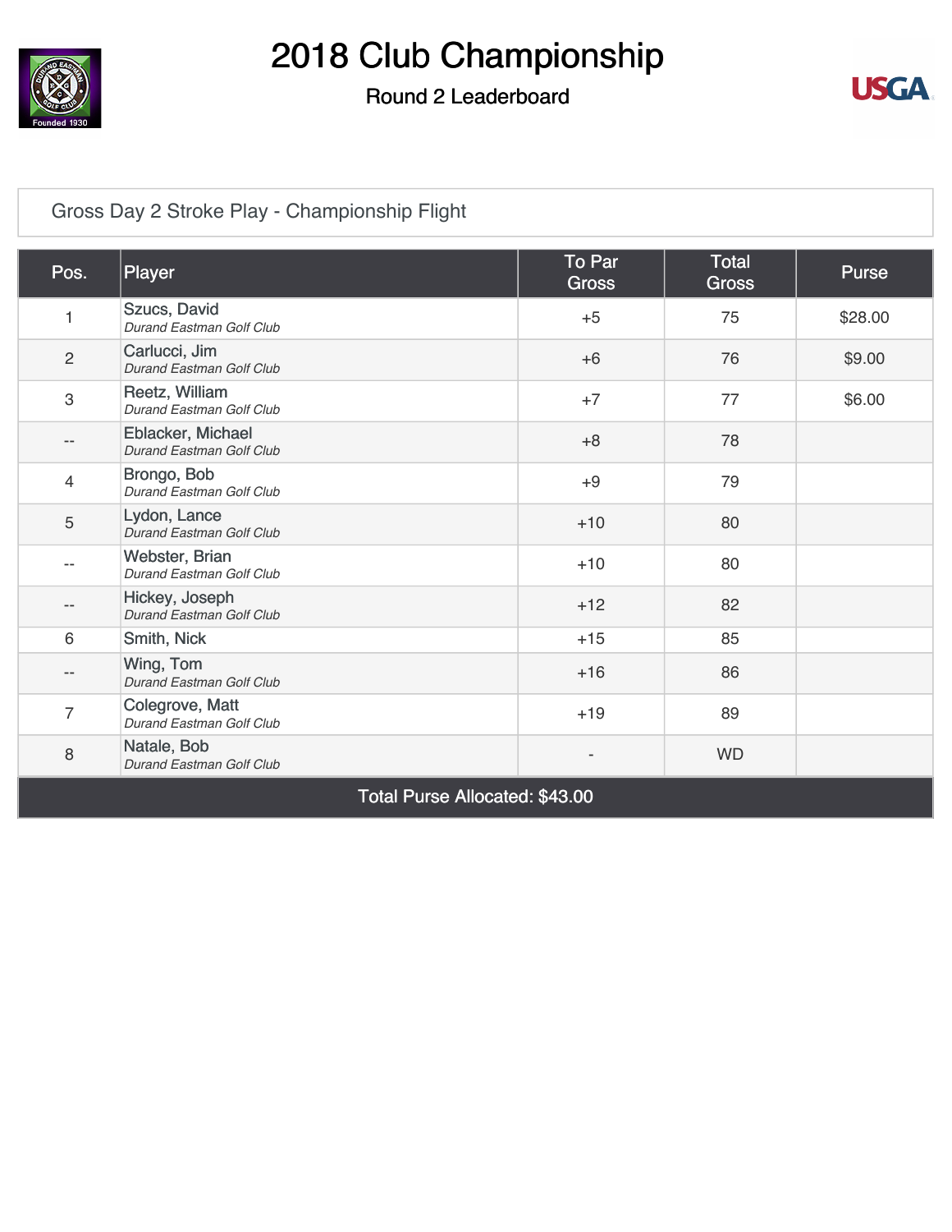# 2018 Club Championship

## Round 2 Leaderboard

Gross Day 2 Stroke Play - Championship Flight

| Pos. | Player | To Par Gross | Total Gross | Purse |
|---|---|---|---|---|
| 1 | Szucs, David *Durand Eastman Golf Club* | +5 | 75 | $28.00 |
| 2 | Carlucci, Jim *Durand Eastman Golf Club* | +6 | 76 | $9.00 |
| 3 | Reetz, William *Durand Eastman Golf Club* | +7 | 77 | $6.00 |
| -- | Eblacker, Michael *Durand Eastman Golf Club* | +8 | 78 | |
| 4 | Brongo, Bob *Durand Eastman Golf Club* | +9 | 79 | |
| 5 | Lydon, Lance *Durand Eastman Golf Club* | +10 | 80 | |
| -- | Webster, Brian *Durand Eastman Golf Club* | +10 | 80 | |
| -- | Hickey, Joseph *Durand Eastman Golf Club* | +12 | 82 | |
| 6 | Smith, Nick | +15 | 85 | |
| -- | Wing, Tom *Durand Eastman Golf Club* | +16 | 86 | |
| 7 | Colegrove, Matt *Durand Eastman Golf Club* | +19 | 89 | |
| 8 | Natale, Bob *Durand Eastman Golf Club* | - | WD | |
| Total Purse Allocated: $43.00 | | | | |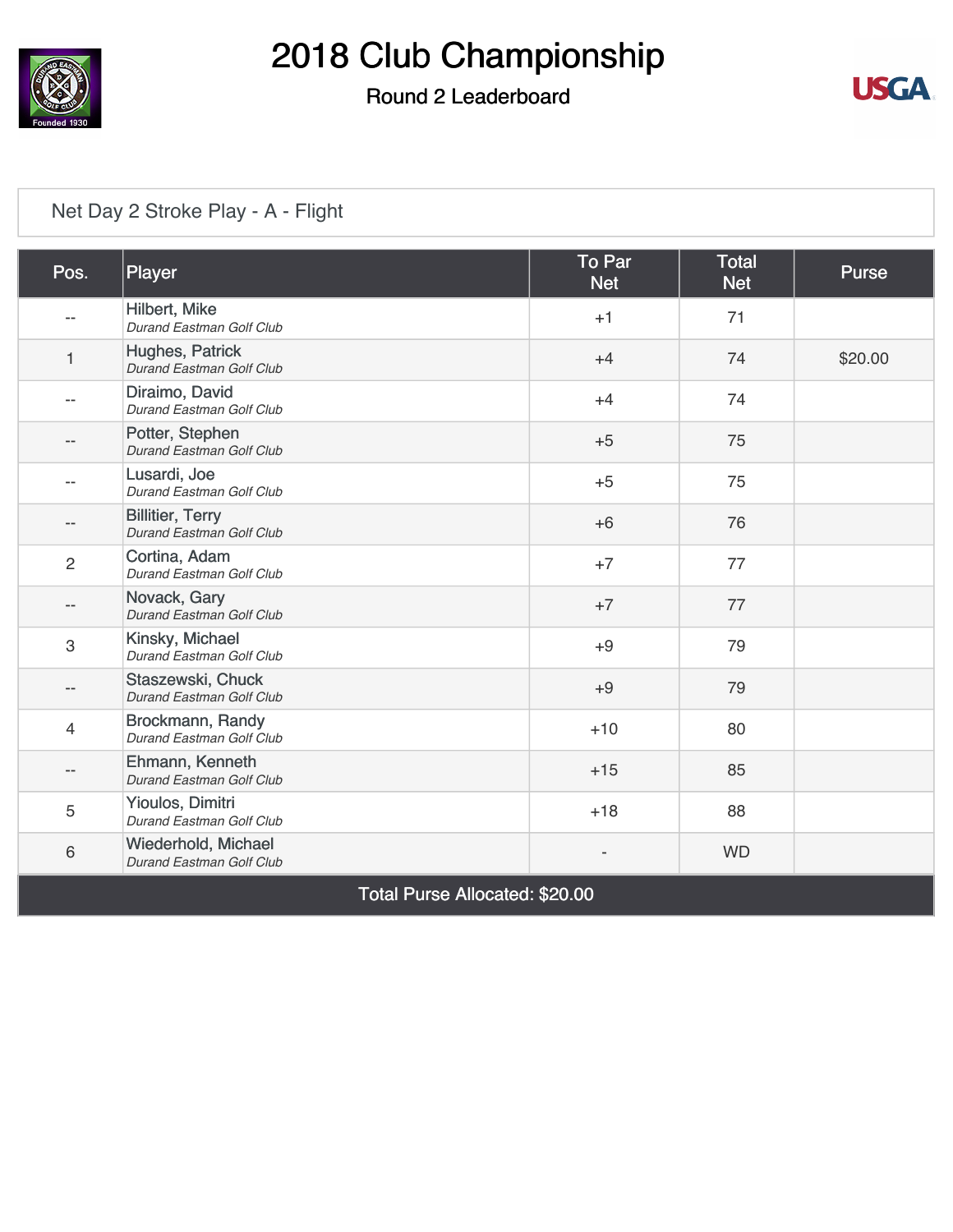# 2018 Club Championship

## Round 2 Leaderboard

### Net Day 2 Stroke Play - A - Flight

| Pos. | Player | To Par Net | Total Net | Purse |
|---|---|---|---|---|
| -- | Hilbert, Mike *Durand Eastman Golf Club* | +1 | 71 | |
| 1 | Hughes, Patrick *Durand Eastman Golf Club* | +4 | 74 | $20.00 |
| -- | Diraimo, David *Durand Eastman Golf Club* | +4 | 74 | |
| -- | Potter, Stephen *Durand Eastman Golf Club* | +5 | 75 | |
| -- | Lusardi, Joe *Durand Eastman Golf Club* | +5 | 75 | |
| -- | Billitier, Terry *Durand Eastman Golf Club* | +6 | 76 | |
| 2 | Cortina, Adam *Durand Eastman Golf Club* | +7 | 77 | |
| -- | Novack, Gary *Durand Eastman Golf Club* | +7 | 77 | |
| 3 | Kinsky, Michael *Durand Eastman Golf Club* | +9 | 79 | |
| -- | Staszewski, Chuck *Durand Eastman Golf Club* | +9 | 79 | |
| 4 | Brockmann, Randy *Durand Eastman Golf Club* | +10 | 80 | |
| -- | Ehmann, Kenneth *Durand Eastman Golf Club* | +15 | 85 | |
| 5 | Yioulos, Dimitri *Durand Eastman Golf Club* | +18 | 88 | |
| 6 | Wiederhold, Michael *Durand Eastman Golf Club* | - | WD | |

Total Purse Allocated: $20.00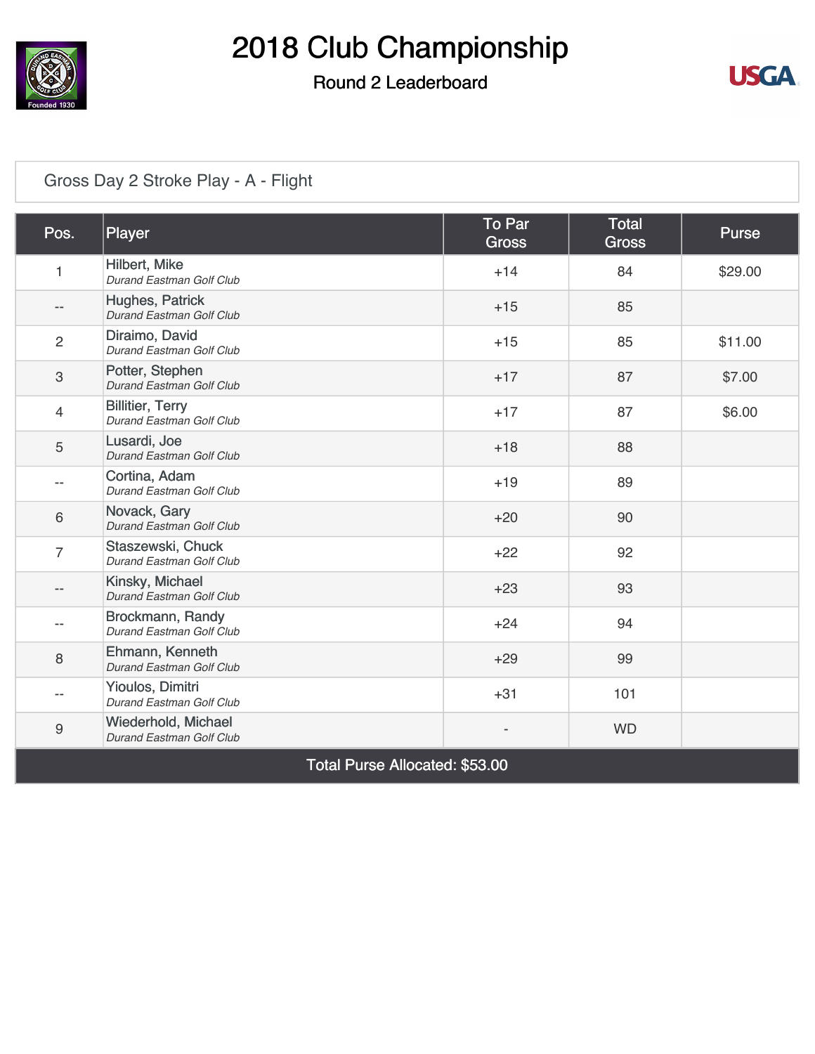# 2018 Club Championship

## Round 2 Leaderboard

### Gross Day 2 Stroke Play - A - Flight

| Pos. | Player | To Par Gross | Total Gross | Purse |
|---|---|---|---|---|
| 1 | Hilbert, Mike<br>*Durand Eastman Golf Club* | +14 | 84 | $29.00 |
| -- | Hughes, Patrick<br>*Durand Eastman Golf Club* | +15 | 85 | |
| 2 | Diraimo, David<br>*Durand Eastman Golf Club* | +15 | 85 | $11.00 |
| 3 | Potter, Stephen<br>*Durand Eastman Golf Club* | +17 | 87 | $7.00 |
| 4 | Billitier, Terry<br>*Durand Eastman Golf Club* | +17 | 87 | $6.00 |
| 5 | Lusardi, Joe<br>*Durand Eastman Golf Club* | +18 | 88 | |
| -- | Cortina, Adam<br>*Durand Eastman Golf Club* | +19 | 89 | |
| 6 | Novack, Gary<br>*Durand Eastman Golf Club* | +20 | 90 | |
| 7 | Staszewski, Chuck<br>*Durand Eastman Golf Club* | +22 | 92 | |
| -- | Kinsky, Michael<br>*Durand Eastman Golf Club* | +23 | 93 | |
| -- | Brockmann, Randy<br>*Durand Eastman Golf Club* | +24 | 94 | |
| 8 | Ehmann, Kenneth<br>*Durand Eastman Golf Club* | +29 | 99 | |
| -- | Yioulos, Dimitri<br>*Durand Eastman Golf Club* | +31 | 101 | |
| 9 | Wiederhold, Michael<br>*Durand Eastman Golf Club* | - | WD | |

Total Purse Allocated: $53.00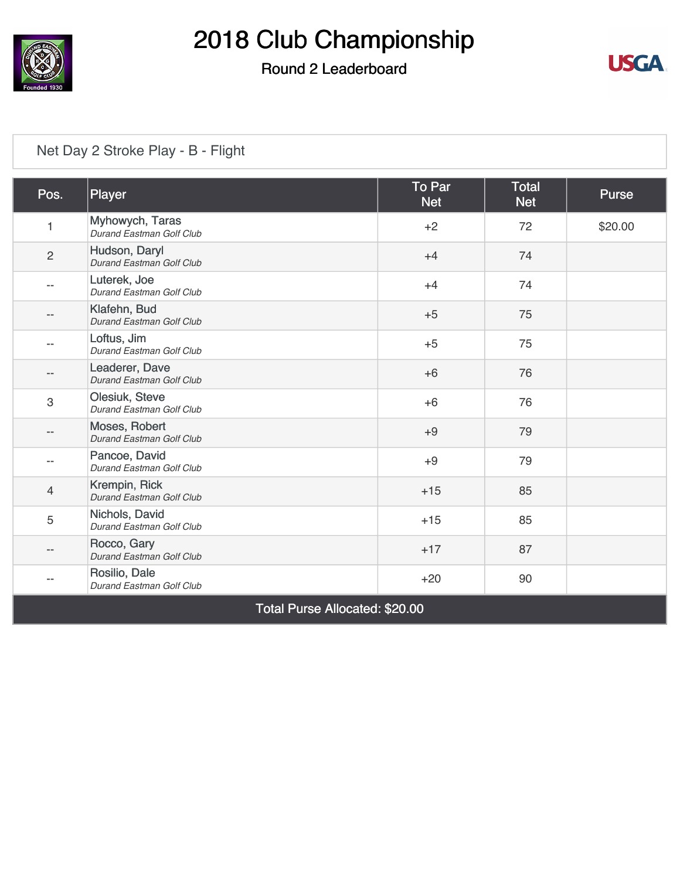# 2018 Club Championship

## Round 2 Leaderboard

### Net Day 2 Stroke Play - B - Flight

| Pos. | Player | To Par Net | Total Net | Purse |
|---|---|---|---|---|
| 1 | Myhowych, Taras<br>*Durand Eastman Golf Club* | +2 | 72 | $20.00 |
| 2 | Hudson, Daryl<br>*Durand Eastman Golf Club* | +4 | 74 | |
| -- | Luterek, Joe<br>*Durand Eastman Golf Club* | +4 | 74 | |
| -- | Klafehn, Bud<br>*Durand Eastman Golf Club* | +5 | 75 | |
| -- | Loftus, Jim<br>*Durand Eastman Golf Club* | +5 | 75 | |
| -- | Leaderer, Dave<br>*Durand Eastman Golf Club* | +6 | 76 | |
| 3 | Olesiuk, Steve<br>*Durand Eastman Golf Club* | +6 | 76 | |
| -- | Moses, Robert<br>*Durand Eastman Golf Club* | +9 | 79 | |
| -- | Pancoe, David<br>*Durand Eastman Golf Club* | +9 | 79 | |
| 4 | Krempin, Rick<br>*Durand Eastman Golf Club* | +15 | 85 | |
| 5 | Nichols, David<br>*Durand Eastman Golf Club* | +15 | 85 | |
| -- | Rocco, Gary<br>*Durand Eastman Golf Club* | +17 | 87 | |
| -- | Rosilio, Dale<br>*Durand Eastman Golf Club* | +20 | 90 | |

Total Purse Allocated: $20.00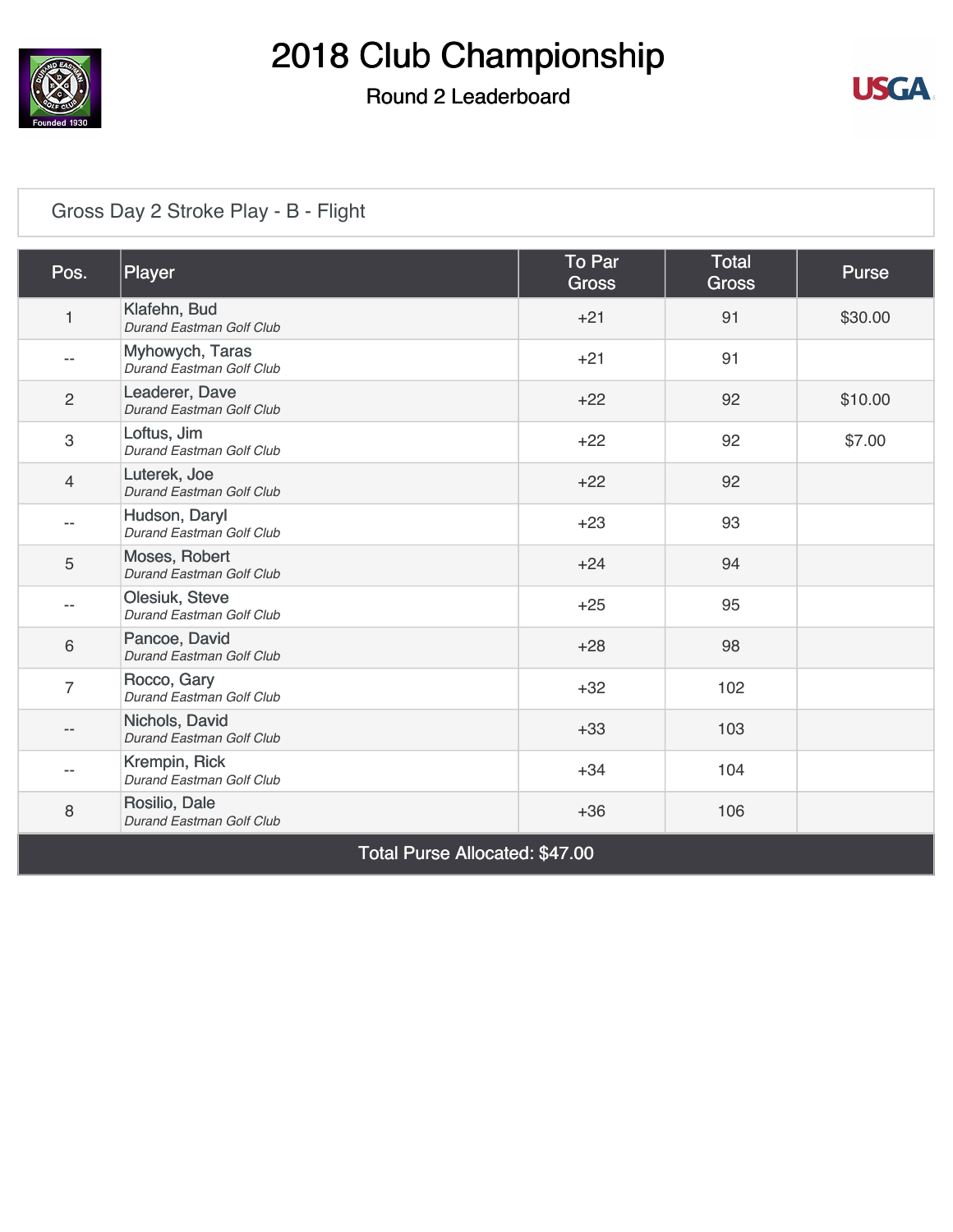# 2018 Club Championship

## Round 2 Leaderboard

### Gross Day 2 Stroke Play - B - Flight

| Pos. | Player | To Par Gross | Total Gross | Purse |
|---|---|---|---|---|
| 1 | Klafehn, Bud<br>*Durand Eastman Golf Club* | +21 | 91 | $30.00 |
| -- | Myhowych, Taras<br>*Durand Eastman Golf Club* | +21 | 91 | |
| 2 | Leaderer, Dave<br>*Durand Eastman Golf Club* | +22 | 92 | $10.00 |
| 3 | Loftus, Jim<br>*Durand Eastman Golf Club* | +22 | 92 | $7.00 |
| 4 | Luterek, Joe<br>*Durand Eastman Golf Club* | +22 | 92 | |
| -- | Hudson, Daryl<br>*Durand Eastman Golf Club* | +23 | 93 | |
| 5 | Moses, Robert<br>*Durand Eastman Golf Club* | +24 | 94 | |
| -- | Olesiuk, Steve<br>*Durand Eastman Golf Club* | +25 | 95 | |
| 6 | Pancoe, David<br>*Durand Eastman Golf Club* | +28 | 98 | |
| 7 | Rocco, Gary<br>*Durand Eastman Golf Club* | +32 | 102 | |
| -- | Nichols, David<br>*Durand Eastman Golf Club* | +33 | 103 | |
| -- | Krempin, Rick<br>*Durand Eastman Golf Club* | +34 | 104 | |
| 8 | Rosilio, Dale<br>*Durand Eastman Golf Club* | +36 | 106 | |

**Total Purse Allocated: $47.00**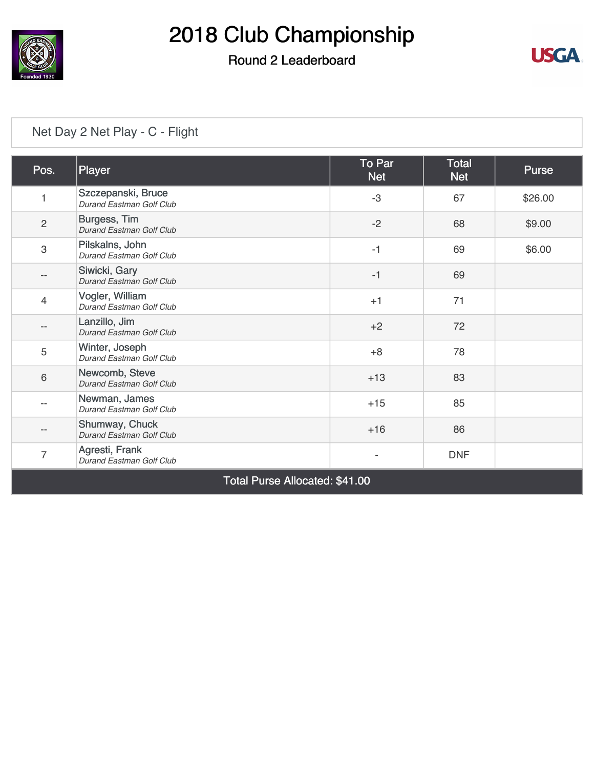# 2018 Club Championship

## Round 2 Leaderboard

### Net Day 2 Net Play - C - Flight

| Pos. | Player | To Par Net | Total Net | Purse |
|---|---|---|---|---|
| 1 | Szczepanski, Bruce *Durand Eastman Golf Club* | -3 | 67 | $26.00 |
| 2 | Burgess, Tim *Durand Eastman Golf Club* | -2 | 68 | $9.00 |
| 3 | Pilskalns, John *Durand Eastman Golf Club* | -1 | 69 | $6.00 |
| -- | Siwicki, Gary *Durand Eastman Golf Club* | -1 | 69 | |
| 4 | Vogler, William *Durand Eastman Golf Club* | +1 | 71 | |
| -- | Lanzillo, Jim *Durand Eastman Golf Club* | +2 | 72 | |
| 5 | Winter, Joseph *Durand Eastman Golf Club* | +8 | 78 | |
| 6 | Newcomb, Steve *Durand Eastman Golf Club* | +13 | 83 | |
| -- | Newman, James *Durand Eastman Golf Club* | +15 | 85 | |
| -- | Shumway, Chuck *Durand Eastman Golf Club* | +16 | 86 | |
| 7 | Agresti, Frank *Durand Eastman Golf Club* | - | DNF | |

**Total Purse Allocated: $41.00**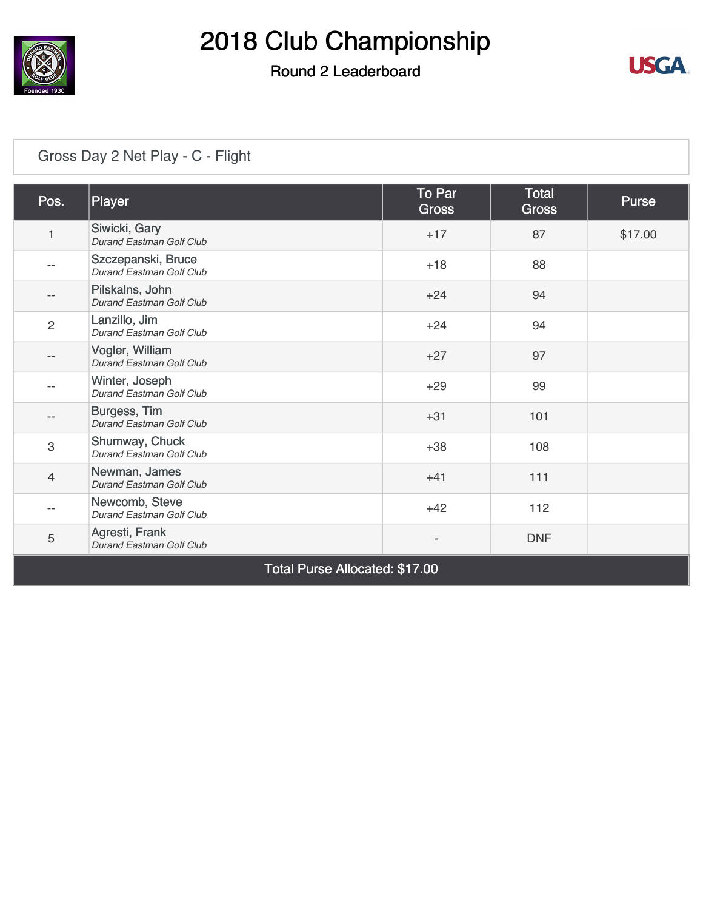# 2018 Club Championship

## Round 2 Leaderboard

### Gross Day 2 Net Play - C - Flight

| Pos. | Player | To Par Gross | Total Gross | Purse |
|---|---|---|---|---|
| 1 | Siwicki, Gary<br>*Durand Eastman Golf Club* | +17 | 87 | $17.00 |
| -- | Szczepanski, Bruce<br>*Durand Eastman Golf Club* | +18 | 88 | |
| -- | Pilskalns, John<br>*Durand Eastman Golf Club* | +24 | 94 | |
| 2 | Lanzillo, Jim<br>*Durand Eastman Golf Club* | +24 | 94 | |
| -- | Vogler, William<br>*Durand Eastman Golf Club* | +27 | 97 | |
| -- | Winter, Joseph<br>*Durand Eastman Golf Club* | +29 | 99 | |
| -- | Burgess, Tim<br>*Durand Eastman Golf Club* | +31 | 101 | |
| 3 | Shumway, Chuck<br>*Durand Eastman Golf Club* | +38 | 108 | |
| 4 | Newman, James<br>*Durand Eastman Golf Club* | +41 | 111 | |
| -- | Newcomb, Steve<br>*Durand Eastman Golf Club* | +42 | 112 | |
| 5 | Agresti, Frank<br>*Durand Eastman Golf Club* | - | DNF | |
| Total Purse Allocated: $17.00 | | | | |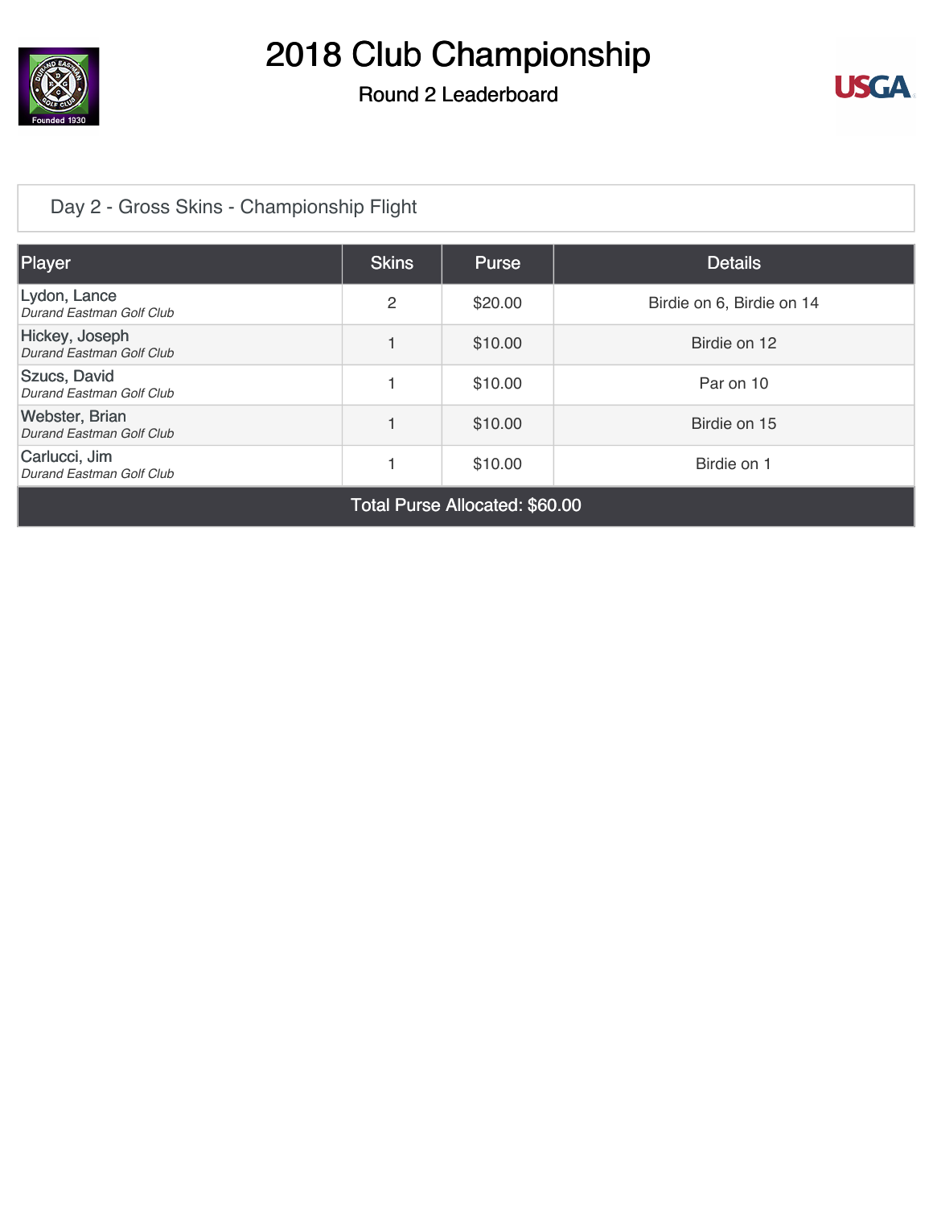# 2018 Club Championship

## Round 2 Leaderboard

### Day 2 - Gross Skins - Championship Flight

| Player | Skins | Purse | Details |
|---|---|---|---|
| Lydon, Lance<br>*Durand Eastman Golf Club* | 2 | $20.00 | Birdie on 6, Birdie on 14 |
| Hickey, Joseph<br>*Durand Eastman Golf Club* | 1 | $10.00 | Birdie on 12 |
| Szucs, David<br>*Durand Eastman Golf Club* | 1 | $10.00 | Par on 10 |
| Webster, Brian<br>*Durand Eastman Golf Club* | 1 | $10.00 | Birdie on 15 |
| Carlucci, Jim<br>*Durand Eastman Golf Club* | 1 | $10.00 | Birdie on 1 |
| Total Purse Allocated: $60.00 | | | |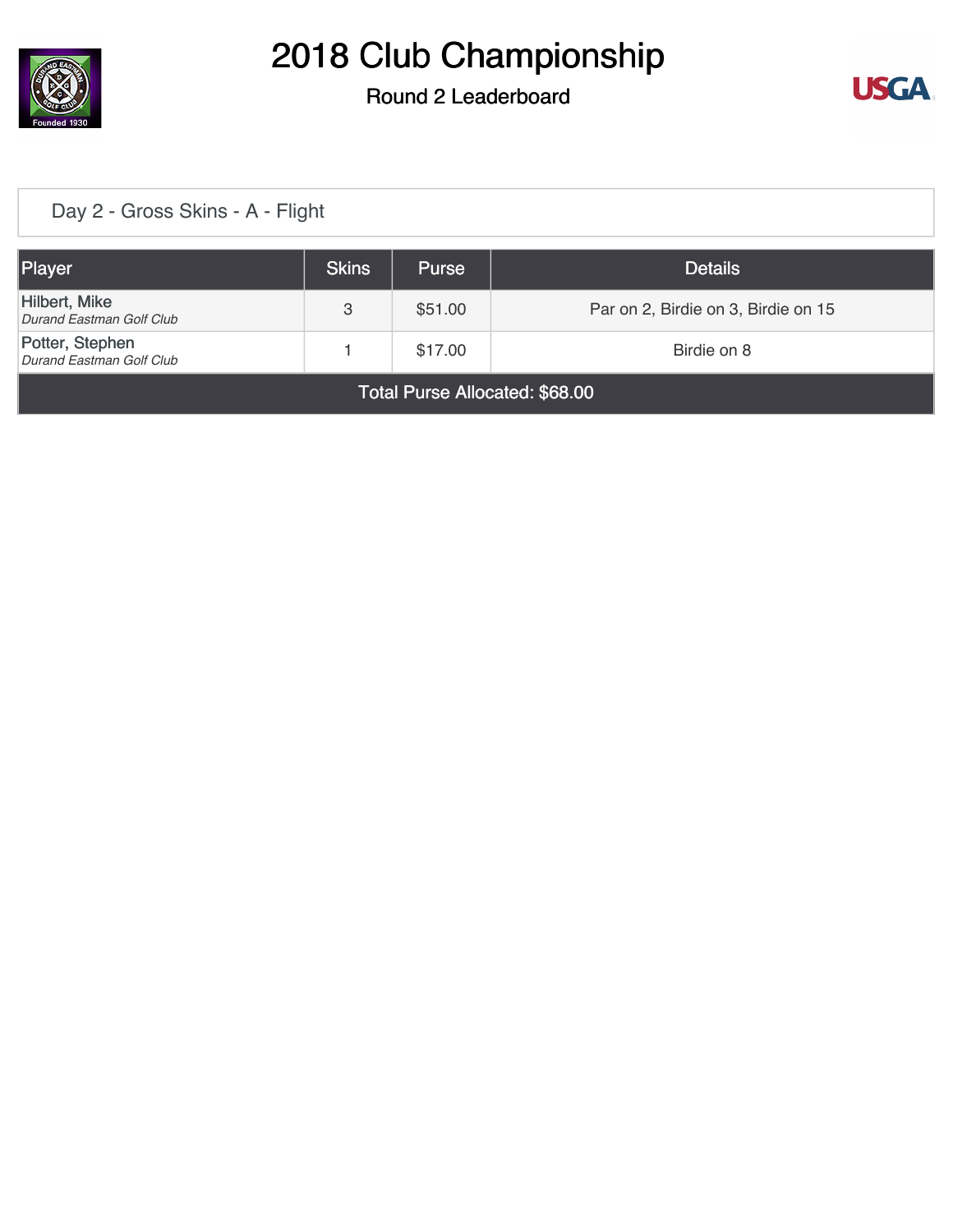# 2018 Club Championship

## Round 2 Leaderboard

### Day 2 - Gross Skins - A - Flight

| Player | Skins | Purse | Details |
|---|---|---|---|
| Hilbert, Mike<br>*Durand Eastman Golf Club* | 3 | $51.00 | Par on 2, Birdie on 3, Birdie on 15 |
| Potter, Stephen<br>*Durand Eastman Golf Club* | 1 | $17.00 | Birdie on 8 |
| Total Purse Allocated: $68.00 | | | |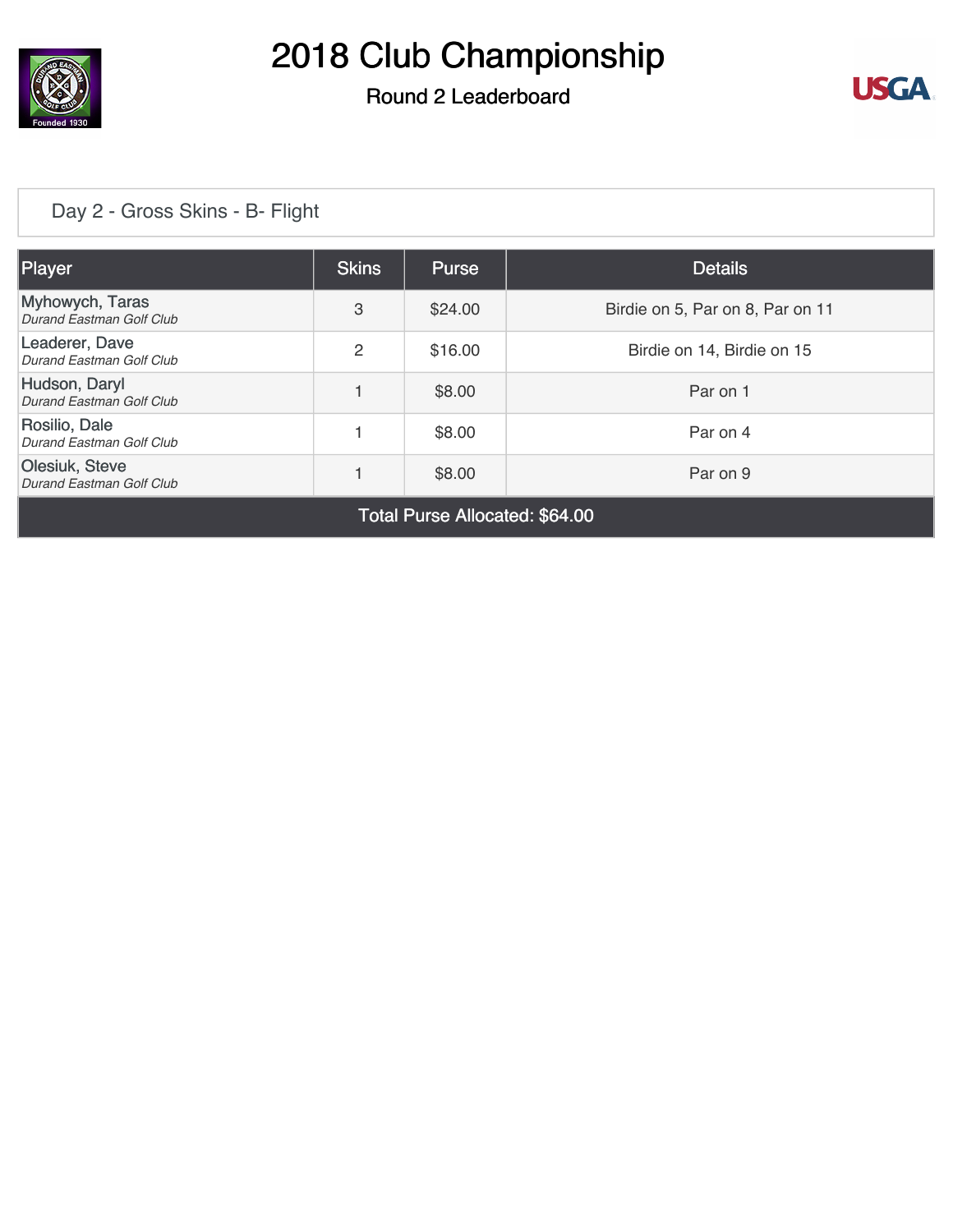# 2018 Club Championship

## Round 2 Leaderboard

### Day 2 - Gross Skins - B- Flight

| Player | Skins | Purse | Details |
| --- | --- | --- | --- |
| Myhowych, Taras<br>*Durand Eastman Golf Club* | 3 | $24.00 | Birdie on 5, Par on 8, Par on 11 |
| Leaderer, Dave<br>*Durand Eastman Golf Club* | 2 | $16.00 | Birdie on 14, Birdie on 15 |
| Hudson, Daryl<br>*Durand Eastman Golf Club* | 1 | $8.00 | Par on 1 |
| Rosilio, Dale<br>*Durand Eastman Golf Club* | 1 | $8.00 | Par on 4 |
| Olesiuk, Steve<br>*Durand Eastman Golf Club* | 1 | $8.00 | Par on 9 |
| Total Purse Allocated: $64.00 | | | |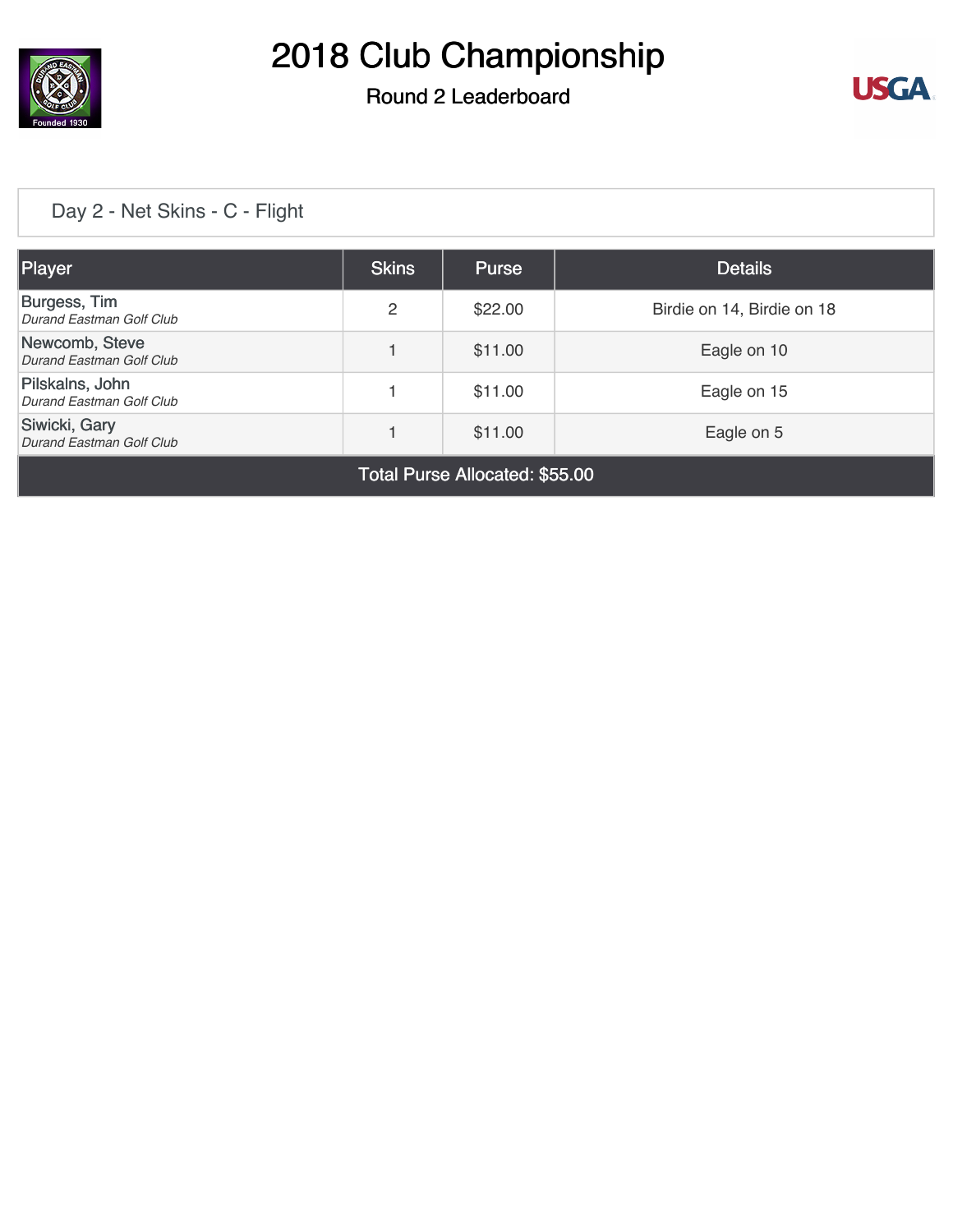# 2018 Club Championship

## Round 2 Leaderboard

### Day 2 - Net Skins - C - Flight

| Player | Skins | Purse | Details |
|---|---|---|---|
| Burgess, Tim<br>*Durand Eastman Golf Club* | 2 | $22.00 | Birdie on 14, Birdie on 18 |
| Newcomb, Steve<br>*Durand Eastman Golf Club* | 1 | $11.00 | Eagle on 10 |
| Pilskalns, John<br>*Durand Eastman Golf Club* | 1 | $11.00 | Eagle on 15 |
| Siwicki, Gary<br>*Durand Eastman Golf Club* | 1 | $11.00 | Eagle on 5 |
| Total Purse Allocated: $55.00 | | | |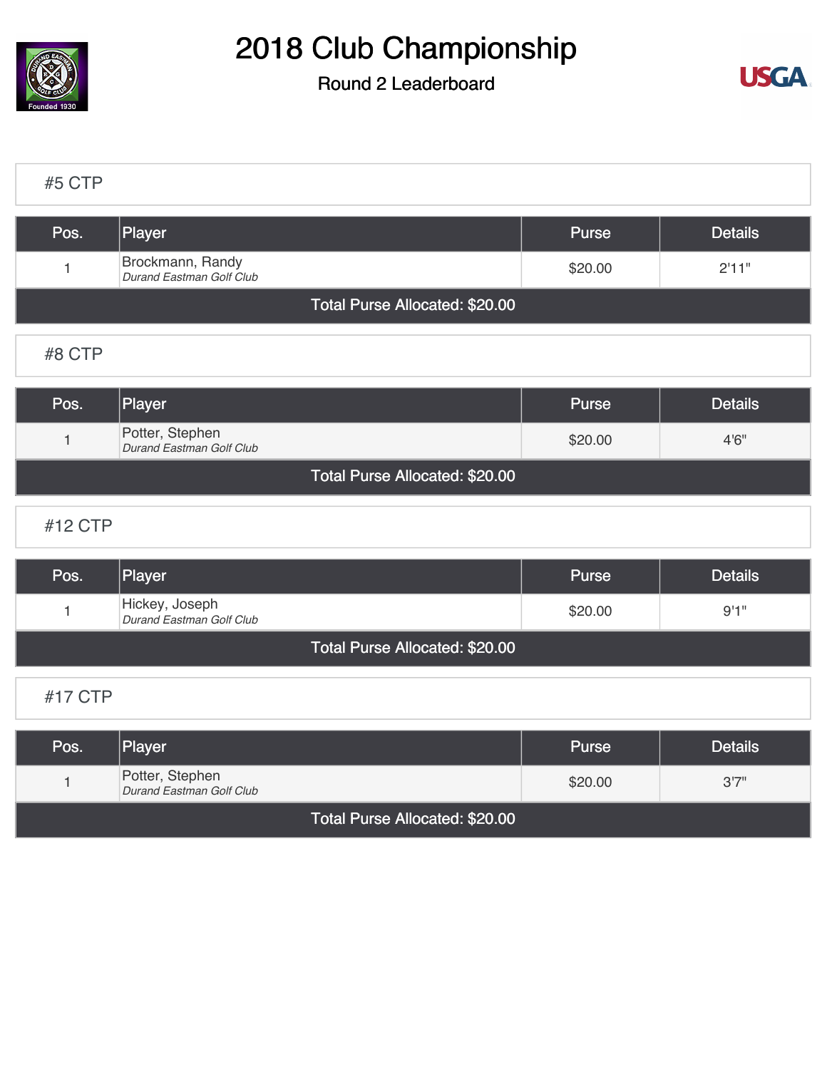# 2018 Club Championship

## Round 2 Leaderboard

### #5 CTP

| Pos. | Player | Purse | Details |
|---|---|---|---|
| 1 | Brockmann, Randy<br>*Durand Eastman Golf Club* | $20.00 | 2'11" |
| Total Purse Allocated: $20.00 | | | |

### #8 CTP

| Pos. | Player | Purse | Details |
|---|---|---|---|
| 1 | Potter, Stephen<br>*Durand Eastman Golf Club* | $20.00 | 4'6" |
| Total Purse Allocated: $20.00 | | | |

### #12 CTP

| Pos. | Player | Purse | Details |
|---|---|---|---|
| 1 | Hickey, Joseph<br>*Durand Eastman Golf Club* | $20.00 | 9'1" |
| Total Purse Allocated: $20.00 | | | |

### #17 CTP

| Pos. | Player | Purse | Details |
|---|---|---|---|
| 1 | Potter, Stephen<br>*Durand Eastman Golf Club* | $20.00 | 3'7" |
| Total Purse Allocated: $20.00 | | | |